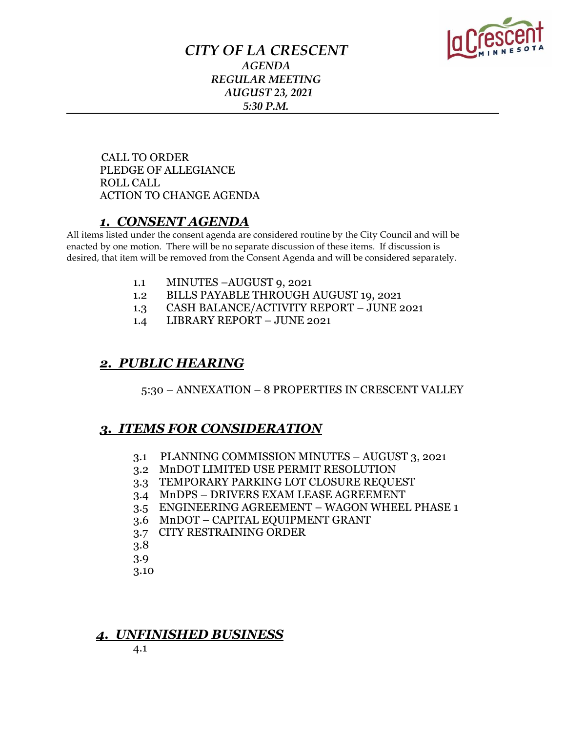# *CITY OF LA CRESCENT*

***AGENDA***
***REGULAR MEETING***
***AUGUST 23, 2021***
***5:30 P.M.***

---

CALL TO ORDER
PLEDGE OF ALLEGIANCE
ROLL CALL
ACTION TO CHANGE AGENDA

## ***1. CONSENT AGENDA***

All items listed under the consent agenda are considered routine by the City Council and will be enacted by one motion. There will be no separate discussion of these items. If discussion is desired, that item will be removed from the Consent Agenda and will be considered separately.

1.1 MINUTES –AUGUST 9, 2021
1.2 BILLS PAYABLE THROUGH AUGUST 19, 2021
1.3 CASH BALANCE/ACTIVITY REPORT – JUNE 2021
1.4 LIBRARY REPORT – JUNE 2021

## ***2. PUBLIC HEARING***

5:30 – ANNEXATION – 8 PROPERTIES IN CRESCENT VALLEY

## ***3. ITEMS FOR CONSIDERATION***

3.1 PLANNING COMMISSION MINUTES – AUGUST 3, 2021
3.2 MnDOT LIMITED USE PERMIT RESOLUTION
3.3 TEMPORARY PARKING LOT CLOSURE REQUEST
3.4 MnDPS – DRIVERS EXAM LEASE AGREEMENT
3.5 ENGINEERING AGREEMENT – WAGON WHEEL PHASE 1
3.6 MnDOT – CAPITAL EQUIPMENT GRANT
3.7 CITY RESTRAINING ORDER
3.8
3.9
3.10

## ***4. UNFINISHED BUSINESS***

4.1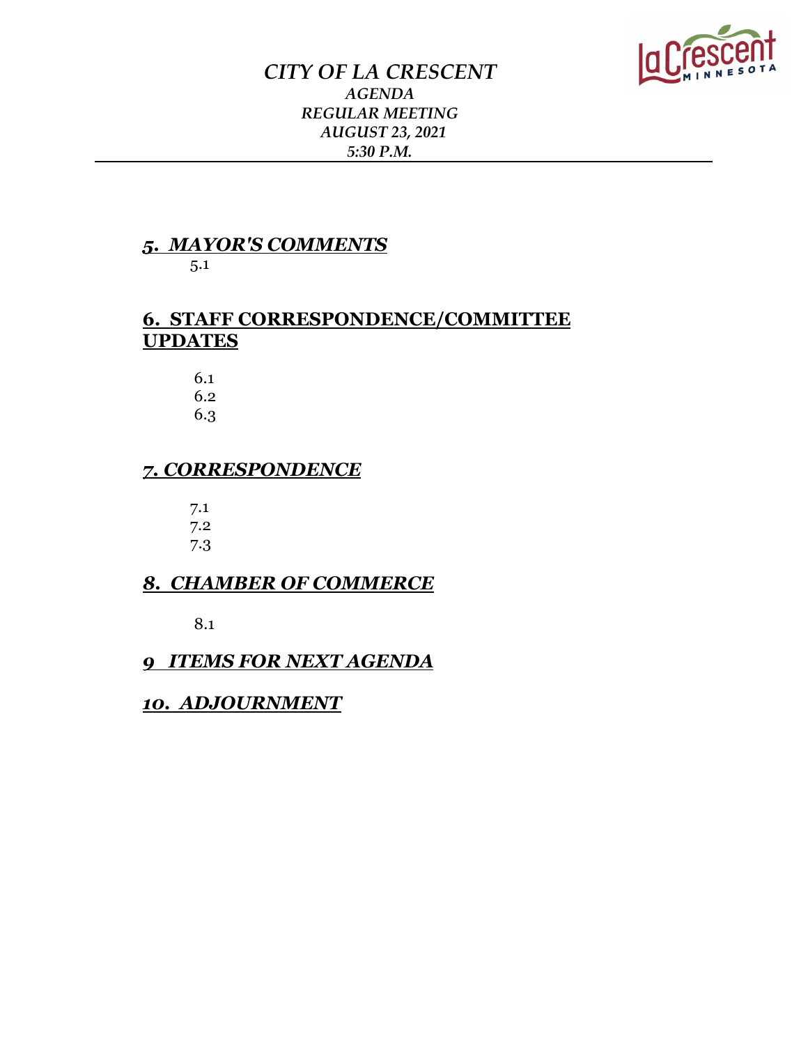*CITY OF LA CRESCENT*
*AGENDA*
*REGULAR MEETING*
*AUGUST 23, 2021*
*5:30 P.M.*

---

## ***5. MAYOR'S COMMENTS***

5.1

## **6. STAFF CORRESPONDENCE/COMMITTEE UPDATES**

6.1
6.2
6.3

## ***7. CORRESPONDENCE***

7.1
7.2
7.3

## ***8. CHAMBER OF COMMERCE***

8.1

## ***9 ITEMS FOR NEXT AGENDA***

## ***10. ADJOURNMENT***